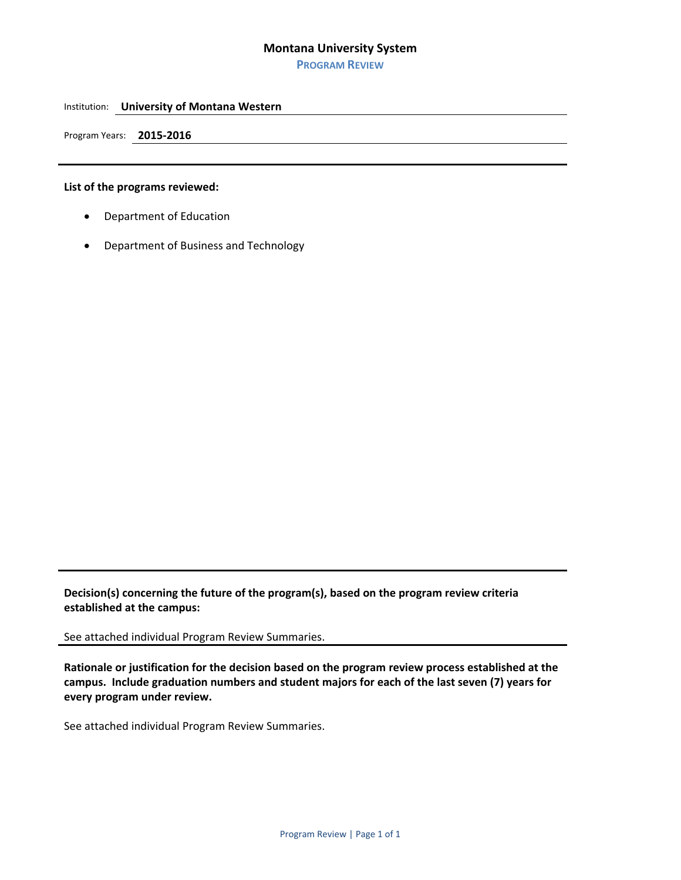# Montana University System

## PROGRAM REVIEW

Institution: **University of Montana Western**

Program Years: **2015-2016**

---

**List of the programs reviewed:**

- Department of Education
- Department of Business and Technology

---

**Decision(s) concerning the future of the program(s), based on the program review criteria established at the campus:**

See attached individual Program Review Summaries.

---

**Rationale or justification for the decision based on the program review process established at the campus. Include graduation numbers and student majors for each of the last seven (7) years for every program under review.**

See attached individual Program Review Summaries.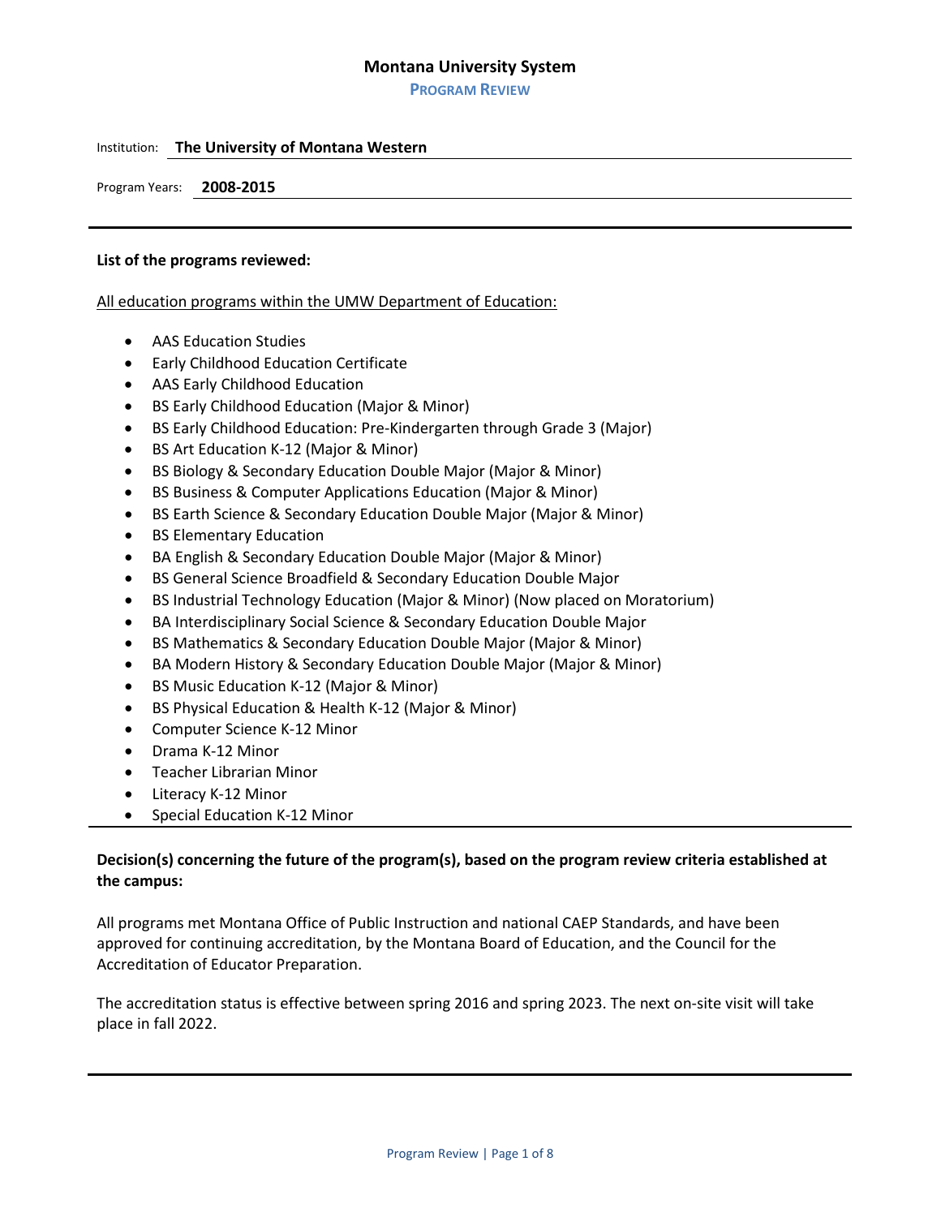# Montana University System

## Program Review

Institution: **The University of Montana Western**

Program Years: **2008-2015**

---

**List of the programs reviewed:**

All education programs within the UMW Department of Education:

- AAS Education Studies
- Early Childhood Education Certificate
- AAS Early Childhood Education
- BS Early Childhood Education (Major & Minor)
- BS Early Childhood Education: Pre-Kindergarten through Grade 3 (Major)
- BS Art Education K-12 (Major & Minor)
- BS Biology & Secondary Education Double Major (Major & Minor)
- BS Business & Computer Applications Education (Major & Minor)
- BS Earth Science & Secondary Education Double Major (Major & Minor)
- BS Elementary Education
- BA English & Secondary Education Double Major (Major & Minor)
- BS General Science Broadfield & Secondary Education Double Major
- BS Industrial Technology Education (Major & Minor) (Now placed on Moratorium)
- BA Interdisciplinary Social Science & Secondary Education Double Major
- BS Mathematics & Secondary Education Double Major (Major & Minor)
- BA Modern History & Secondary Education Double Major (Major & Minor)
- BS Music Education K-12 (Major & Minor)
- BS Physical Education & Health K-12 (Major & Minor)
- Computer Science K-12 Minor
- Drama K-12 Minor
- Teacher Librarian Minor
- Literacy K-12 Minor
- Special Education K-12 Minor

---

**Decision(s) concerning the future of the program(s), based on the program review criteria established at the campus:**

All programs met Montana Office of Public Instruction and national CAEP Standards, and have been approved for continuing accreditation, by the Montana Board of Education, and the Council for the Accreditation of Educator Preparation.

The accreditation status is effective between spring 2016 and spring 2023. The next on-site visit will take place in fall 2022.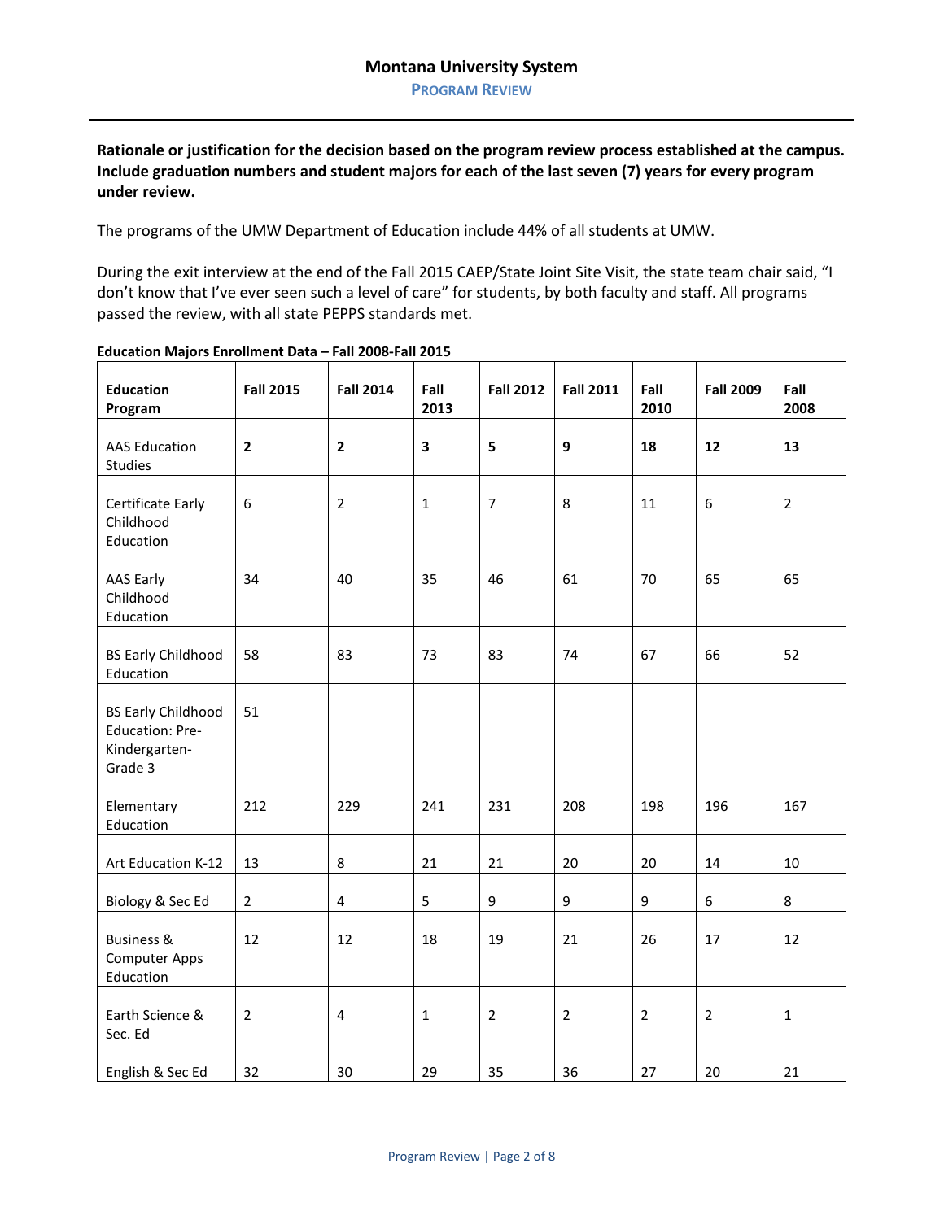**Rationale or justification for the decision based on the program review process established at the campus. Include graduation numbers and student majors for each of the last seven (7) years for every program under review.**

The programs of the UMW Department of Education include 44% of all students at UMW.

During the exit interview at the end of the Fall 2015 CAEP/State Joint Site Visit, the state team chair said, "I don't know that I've ever seen such a level of care" for students, by both faculty and staff. All programs passed the review, with all state PEPPS standards met.

**Education Majors Enrollment Data – Fall 2008-Fall 2015**

| Education Program | Fall 2015 | Fall 2014 | Fall 2013 | Fall 2012 | Fall 2011 | Fall 2010 | Fall 2009 | Fall 2008 |
|---|---|---|---|---|---|---|---|---|
| AAS Education Studies | **2** | **2** | **3** | **5** | **9** | **18** | **12** | **13** |
| Certificate Early Childhood Education | 6 | 2 | 1 | 7 | 8 | 11 | 6 | 2 |
| AAS Early Childhood Education | 34 | 40 | 35 | 46 | 61 | 70 | 65 | 65 |
| BS Early Childhood Education | 58 | 83 | 73 | 83 | 74 | 67 | 66 | 52 |
| BS Early Childhood Education: Pre-Kindergarten-Grade 3 | 51 | | | | | | | |
| Elementary Education | 212 | 229 | 241 | 231 | 208 | 198 | 196 | 167 |
| Art Education K-12 | 13 | 8 | 21 | 21 | 20 | 20 | 14 | 10 |
| Biology & Sec Ed | 2 | 4 | 5 | 9 | 9 | 9 | 6 | 8 |
| Business & Computer Apps Education | 12 | 12 | 18 | 19 | 21 | 26 | 17 | 12 |
| Earth Science & Sec. Ed | 2 | 4 | 1 | 2 | 2 | 2 | 2 | 1 |
| English & Sec Ed | 32 | 30 | 29 | 35 | 36 | 27 | 20 | 21 |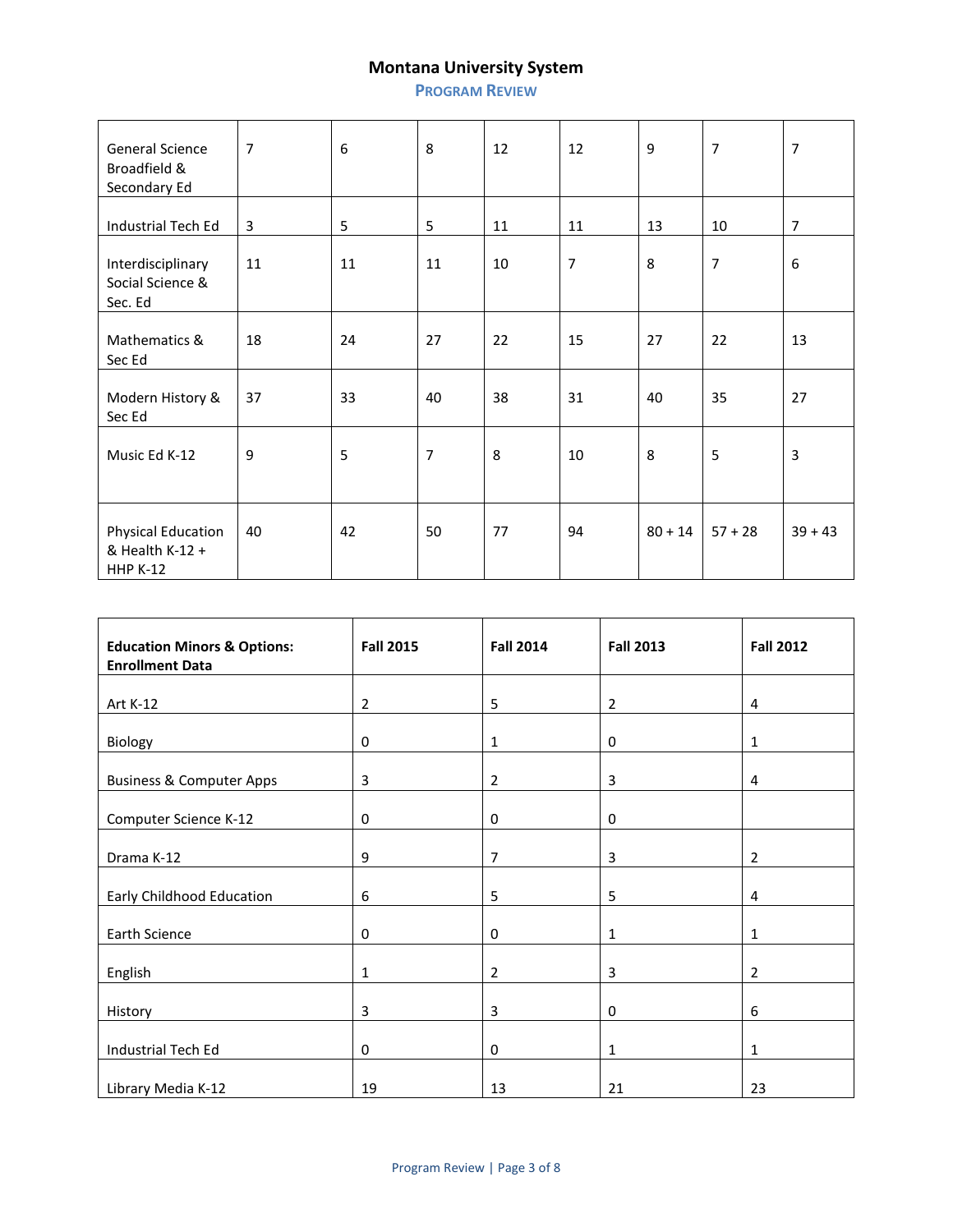| | | | | | | | |
|---|---|---|---|---|---|---|---|
| General Science Broadfield & Secondary Ed | 7 | 6 | 8 | 12 | 12 | 9 | 7 | 7 |
| Industrial Tech Ed | 3 | 5 | 5 | 11 | 11 | 13 | 10 | 7 |
| Interdisciplinary Social Science & Sec. Ed | 11 | 11 | 11 | 10 | 7 | 8 | 7 | 6 |
| Mathematics & Sec Ed | 18 | 24 | 27 | 22 | 15 | 27 | 22 | 13 |
| Modern History & Sec Ed | 37 | 33 | 40 | 38 | 31 | 40 | 35 | 27 |
| Music Ed K-12 | 9 | 5 | 7 | 8 | 10 | 8 | 5 | 3 |
| Physical Education & Health K-12 + HHP K-12 | 40 | 42 | 50 | 77 | 94 | 80 + 14 | 57 + 28 | 39 + 43 |

| **Education Minors & Options: Enrollment Data** | **Fall 2015** | **Fall 2014** | **Fall 2013** | **Fall 2012** |
|---|---|---|---|---|
| Art K-12 | 2 | 5 | 2 | 4 |
| Biology | 0 | 1 | 0 | 1 |
| Business & Computer Apps | 3 | 2 | 3 | 4 |
| Computer Science K-12 | 0 | 0 | 0 | |
| Drama K-12 | 9 | 7 | 3 | 2 |
| Early Childhood Education | 6 | 5 | 5 | 4 |
| Earth Science | 0 | 0 | 1 | 1 |
| English | 1 | 2 | 3 | 2 |
| History | 3 | 3 | 0 | 6 |
| Industrial Tech Ed | 0 | 0 | 1 | 1 |
| Library Media K-12 | 19 | 13 | 21 | 23 |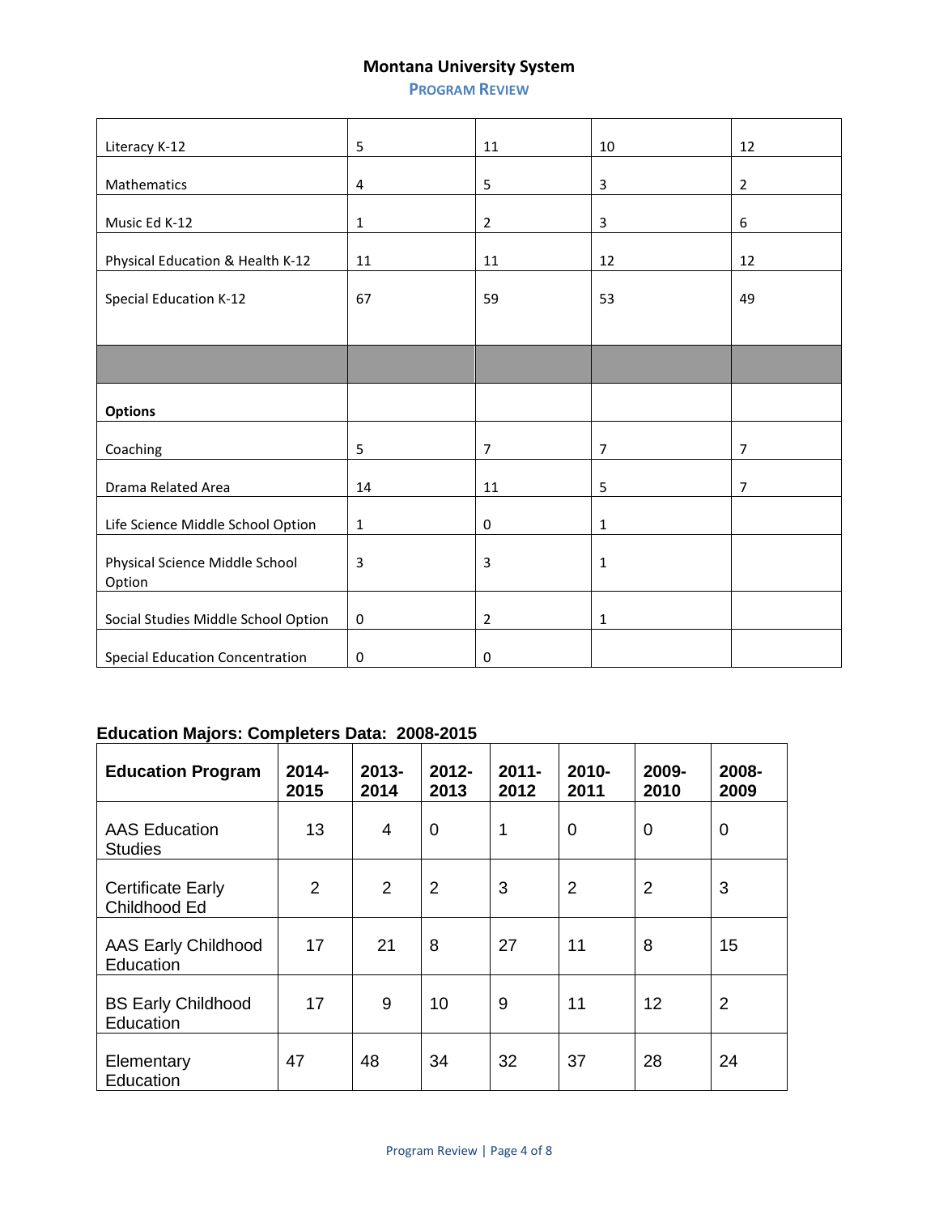| | | | | |
|---|---|---|---|---|
| Literacy K-12 | 5 | 11 | 10 | 12 |
| Mathematics | 4 | 5 | 3 | 2 |
| Music Ed K-12 | 1 | 2 | 3 | 6 |
| Physical Education & Health K-12 | 11 | 11 | 12 | 12 |
| Special Education K-12 | 67 | 59 | 53 | 49 |
| | | | | |
| **Options** | | | | |
| Coaching | 5 | 7 | 7 | 7 |
| Drama Related Area | 14 | 11 | 5 | 7 |
| Life Science Middle School Option | 1 | 0 | 1 | |
| Physical Science Middle School Option | 3 | 3 | 1 | |
| Social Studies Middle School Option | 0 | 2 | 1 | |
| Special Education Concentration | 0 | 0 | | |

**Education Majors: Completers Data: 2008-2015**

| Education Program | 2014-2015 | 2013-2014 | 2012-2013 | 2011-2012 | 2010-2011 | 2009-2010 | 2008-2009 |
|---|---|---|---|---|---|---|---|
| AAS Education Studies | 13 | 4 | 0 | 1 | 0 | 0 | 0 |
| Certificate Early Childhood Ed | 2 | 2 | 2 | 3 | 2 | 2 | 3 |
| AAS Early Childhood Education | 17 | 21 | 8 | 27 | 11 | 8 | 15 |
| BS Early Childhood Education | 17 | 9 | 10 | 9 | 11 | 12 | 2 |
| Elementary Education | 47 | 48 | 34 | 32 | 37 | 28 | 24 |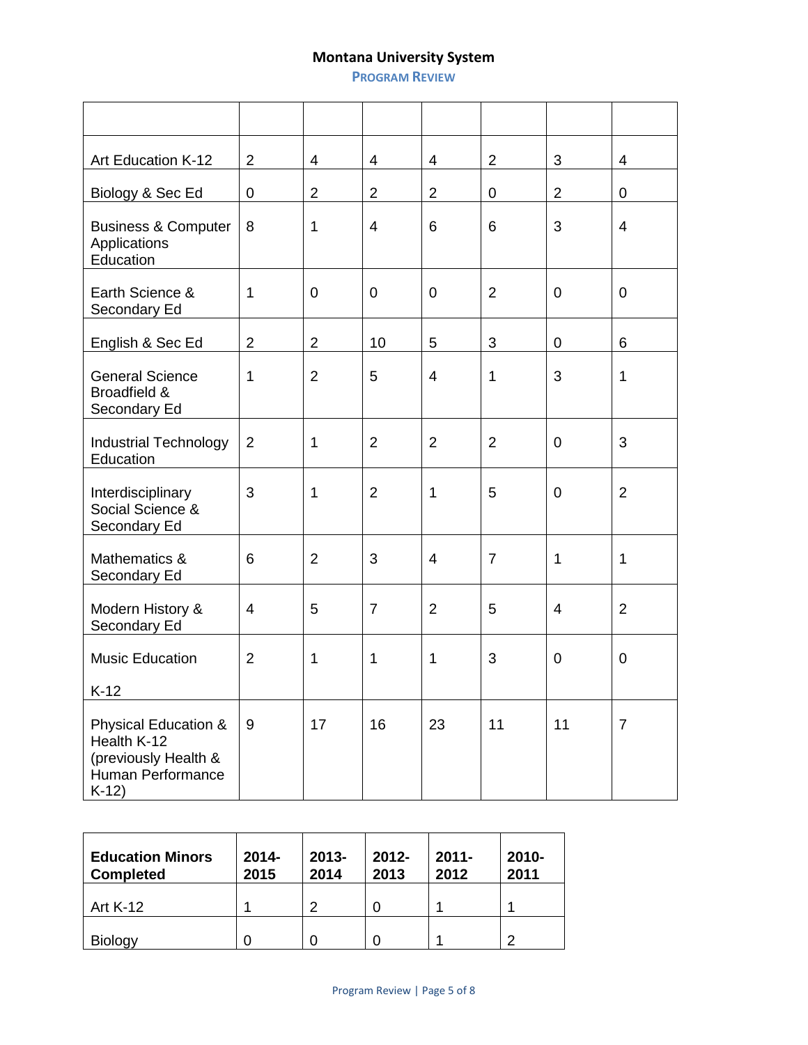| | | | | | | | |
|---|---|---|---|---|---|---|---|
| Art Education K-12 | 2 | 4 | 4 | 4 | 2 | 3 | 4 |
| Biology & Sec Ed | 0 | 2 | 2 | 2 | 0 | 2 | 0 |
| Business & Computer Applications Education | 8 | 1 | 4 | 6 | 6 | 3 | 4 |
| Earth Science & Secondary Ed | 1 | 0 | 0 | 0 | 2 | 0 | 0 |
| English & Sec Ed | 2 | 2 | 10 | 5 | 3 | 0 | 6 |
| General Science Broadfield & Secondary Ed | 1 | 2 | 5 | 4 | 1 | 3 | 1 |
| Industrial Technology Education | 2 | 1 | 2 | 2 | 2 | 0 | 3 |
| Interdisciplinary Social Science & Secondary Ed | 3 | 1 | 2 | 1 | 5 | 0 | 2 |
| Mathematics & Secondary Ed | 6 | 2 | 3 | 4 | 7 | 1 | 1 |
| Modern History & Secondary Ed | 4 | 5 | 7 | 2 | 5 | 4 | 2 |
| Music Education K-12 | 2 | 1 | 1 | 1 | 3 | 0 | 0 |
| Physical Education & Health K-12 (previously Health & Human Performance K-12) | 9 | 17 | 16 | 23 | 11 | 11 | 7 |

| **Education Minors Completed** | **2014-2015** | **2013-2014** | **2012-2013** | **2011-2012** | **2010-2011** |
|---|---|---|---|---|---|
| Art K-12 | 1 | 2 | 0 | 1 | 1 |
| Biology | 0 | 0 | 0 | 1 | 2 |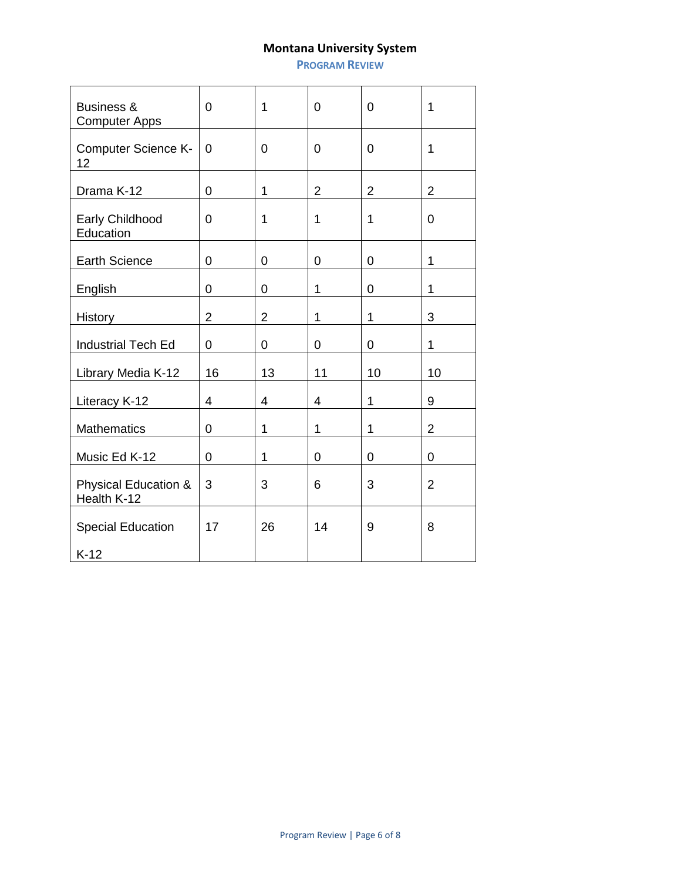| Business & Computer Apps | 0 | 1 | 0 | 0 | 1 |
|---|---|---|---|---|---|
| Computer Science K-12 | 0 | 0 | 0 | 0 | 1 |
| Drama K-12 | 0 | 1 | 2 | 2 | 2 |
| Early Childhood Education | 0 | 1 | 1 | 1 | 0 |
| Earth Science | 0 | 0 | 0 | 0 | 1 |
| English | 0 | 0 | 1 | 0 | 1 |
| History | 2 | 2 | 1 | 1 | 3 |
| Industrial Tech Ed | 0 | 0 | 0 | 0 | 1 |
| Library Media K-12 | 16 | 13 | 11 | 10 | 10 |
| Literacy K-12 | 4 | 4 | 4 | 1 | 9 |
| Mathematics | 0 | 1 | 1 | 1 | 2 |
| Music Ed K-12 | 0 | 1 | 0 | 0 | 0 |
| Physical Education & Health K-12 | 3 | 3 | 6 | 3 | 2 |
| Special Education K-12 | 17 | 26 | 14 | 9 | 8 |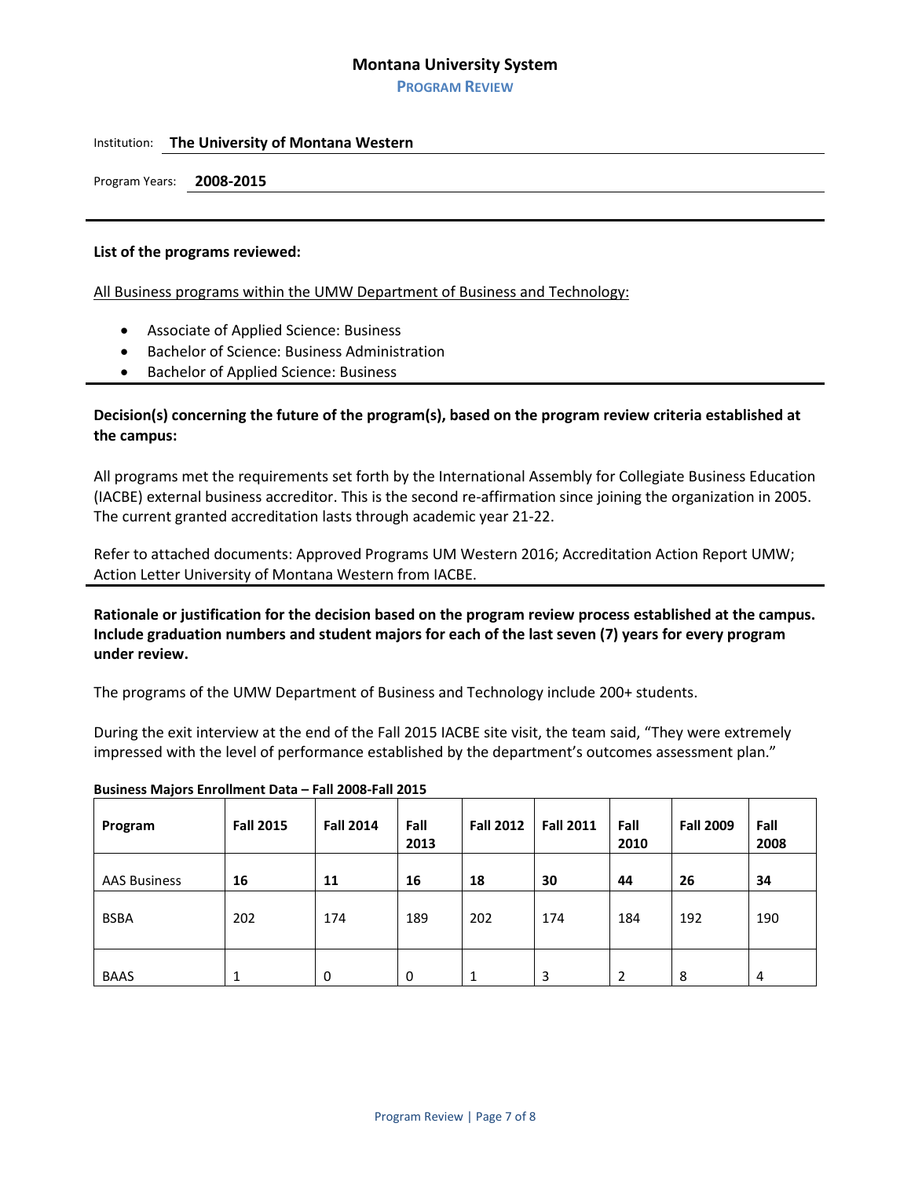## Montana University System

**PROGRAM REVIEW**

Institution: **The University of Montana Western**

Program Years: **2008-2015**

---

**List of the programs reviewed:**

All Business programs within the UMW Department of Business and Technology:

- Associate of Applied Science: Business
- Bachelor of Science: Business Administration
- Bachelor of Applied Science: Business

---

**Decision(s) concerning the future of the program(s), based on the program review criteria established at the campus:**

All programs met the requirements set forth by the International Assembly for Collegiate Business Education (IACBE) external business accreditor. This is the second re-affirmation since joining the organization in 2005. The current granted accreditation lasts through academic year 21-22.

Refer to attached documents: Approved Programs UM Western 2016; Accreditation Action Report UMW; Action Letter University of Montana Western from IACBE.

---

**Rationale or justification for the decision based on the program review process established at the campus. Include graduation numbers and student majors for each of the last seven (7) years for every program under review.**

The programs of the UMW Department of Business and Technology include 200+ students.

During the exit interview at the end of the Fall 2015 IACBE site visit, the team said, "They were extremely impressed with the level of performance established by the department's outcomes assessment plan."

**Business Majors Enrollment Data – Fall 2008-Fall 2015**

| Program | Fall 2015 | Fall 2014 | Fall 2013 | Fall 2012 | Fall 2011 | Fall 2010 | Fall 2009 | Fall 2008 |
|---|---|---|---|---|---|---|---|---|
| AAS Business | **16** | **11** | **16** | **18** | **30** | **44** | **26** | **34** |
| BSBA | 202 | 174 | 189 | 202 | 174 | 184 | 192 | 190 |
| BAAS | 1 | 0 | 0 | 1 | 3 | 2 | 8 | 4 |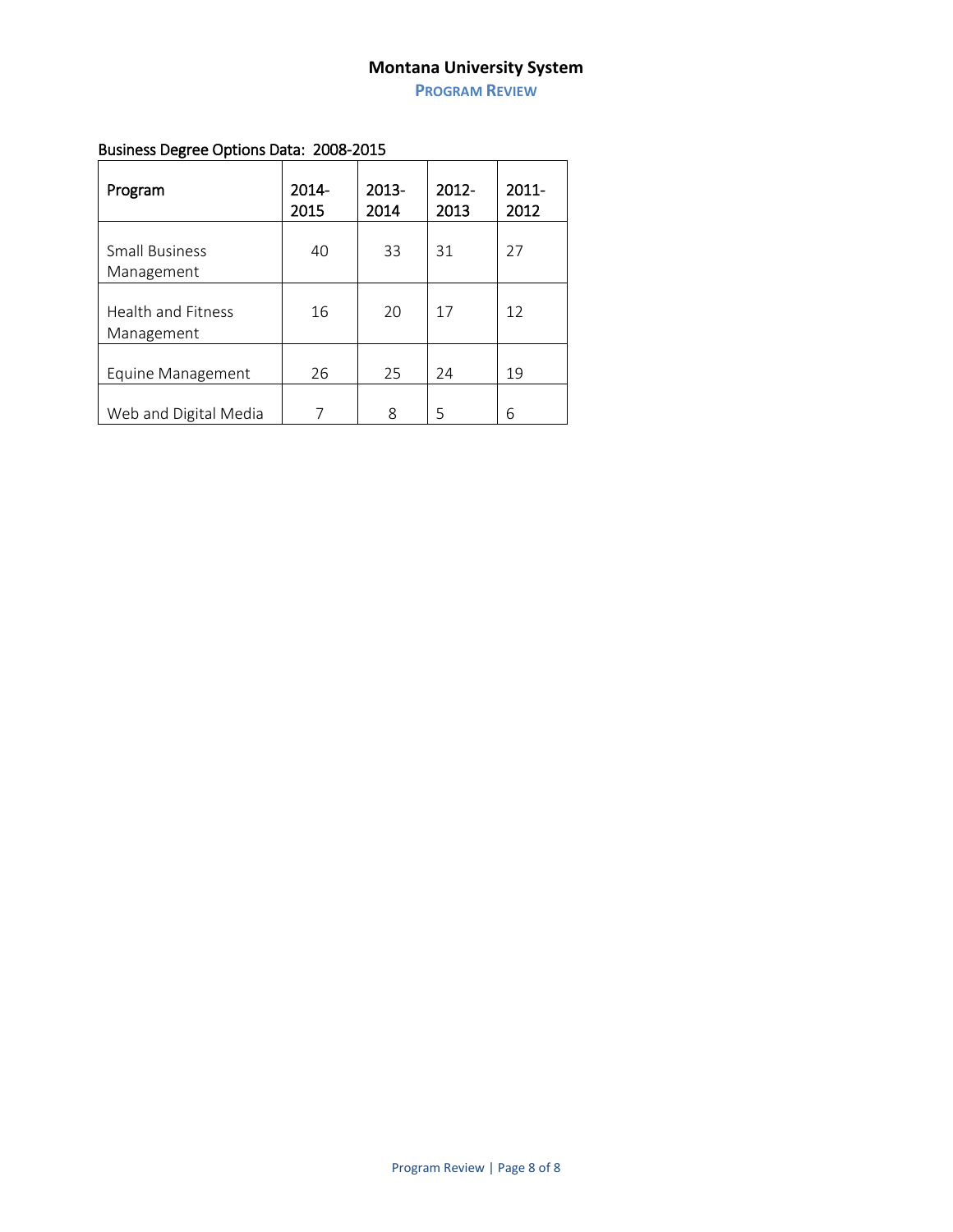Business Degree Options Data: 2008-2015

| Program | 2014-2015 | 2013-2014 | 2012-2013 | 2011-2012 |
|---|---|---|---|---|
| Small Business Management | 40 | 33 | 31 | 27 |
| Health and Fitness Management | 16 | 20 | 17 | 12 |
| Equine Management | 26 | 25 | 24 | 19 |
| Web and Digital Media | 7 | 8 | 5 | 6 |